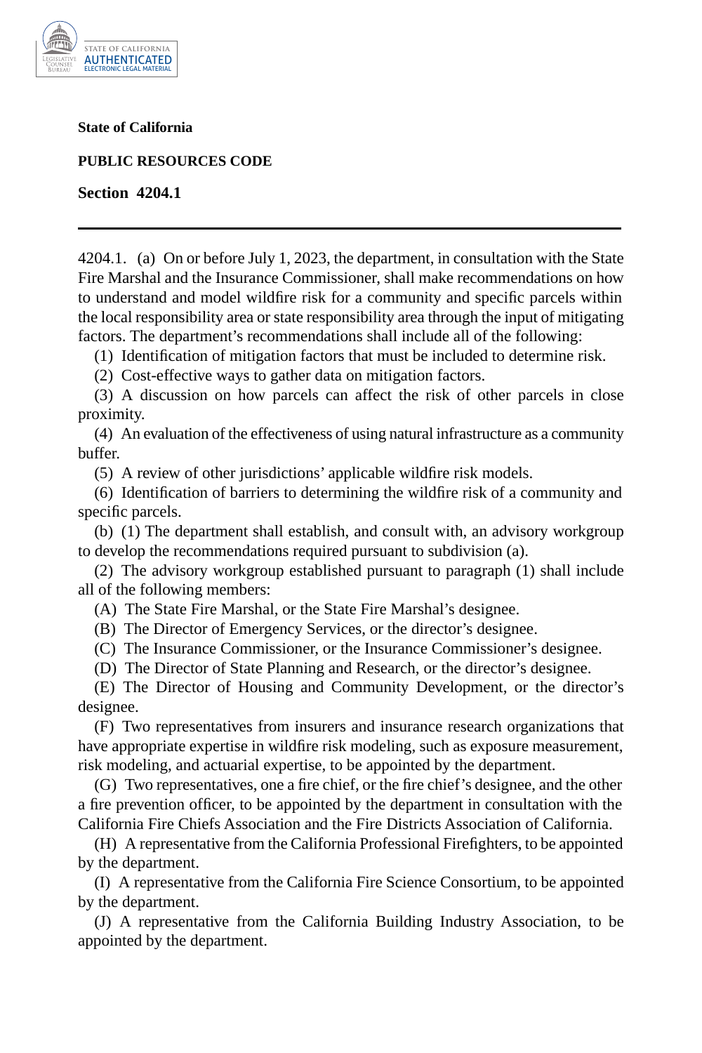**State of California**

**PUBLIC RESOURCES CODE**

**Section 4204.1**

---

4204.1. (a) On or before July 1, 2023, the department, in consultation with the State Fire Marshal and the Insurance Commissioner, shall make recommendations on how to understand and model wildfire risk for a community and specific parcels within the local responsibility area or state responsibility area through the input of mitigating factors. The department's recommendations shall include all of the following:

(1) Identification of mitigation factors that must be included to determine risk.

(2) Cost-effective ways to gather data on mitigation factors.

(3) A discussion on how parcels can affect the risk of other parcels in close proximity.

(4) An evaluation of the effectiveness of using natural infrastructure as a community buffer.

(5) A review of other jurisdictions' applicable wildfire risk models.

(6) Identification of barriers to determining the wildfire risk of a community and specific parcels.

(b) (1) The department shall establish, and consult with, an advisory workgroup to develop the recommendations required pursuant to subdivision (a).

(2) The advisory workgroup established pursuant to paragraph (1) shall include all of the following members:

(A) The State Fire Marshal, or the State Fire Marshal's designee.

(B) The Director of Emergency Services, or the director's designee.

(C) The Insurance Commissioner, or the Insurance Commissioner's designee.

(D) The Director of State Planning and Research, or the director's designee.

(E) The Director of Housing and Community Development, or the director's designee.

(F) Two representatives from insurers and insurance research organizations that have appropriate expertise in wildfire risk modeling, such as exposure measurement, risk modeling, and actuarial expertise, to be appointed by the department.

(G) Two representatives, one a fire chief, or the fire chief's designee, and the other a fire prevention officer, to be appointed by the department in consultation with the California Fire Chiefs Association and the Fire Districts Association of California.

(H) A representative from the California Professional Firefighters, to be appointed by the department.

(I) A representative from the California Fire Science Consortium, to be appointed by the department.

(J) A representative from the California Building Industry Association, to be appointed by the department.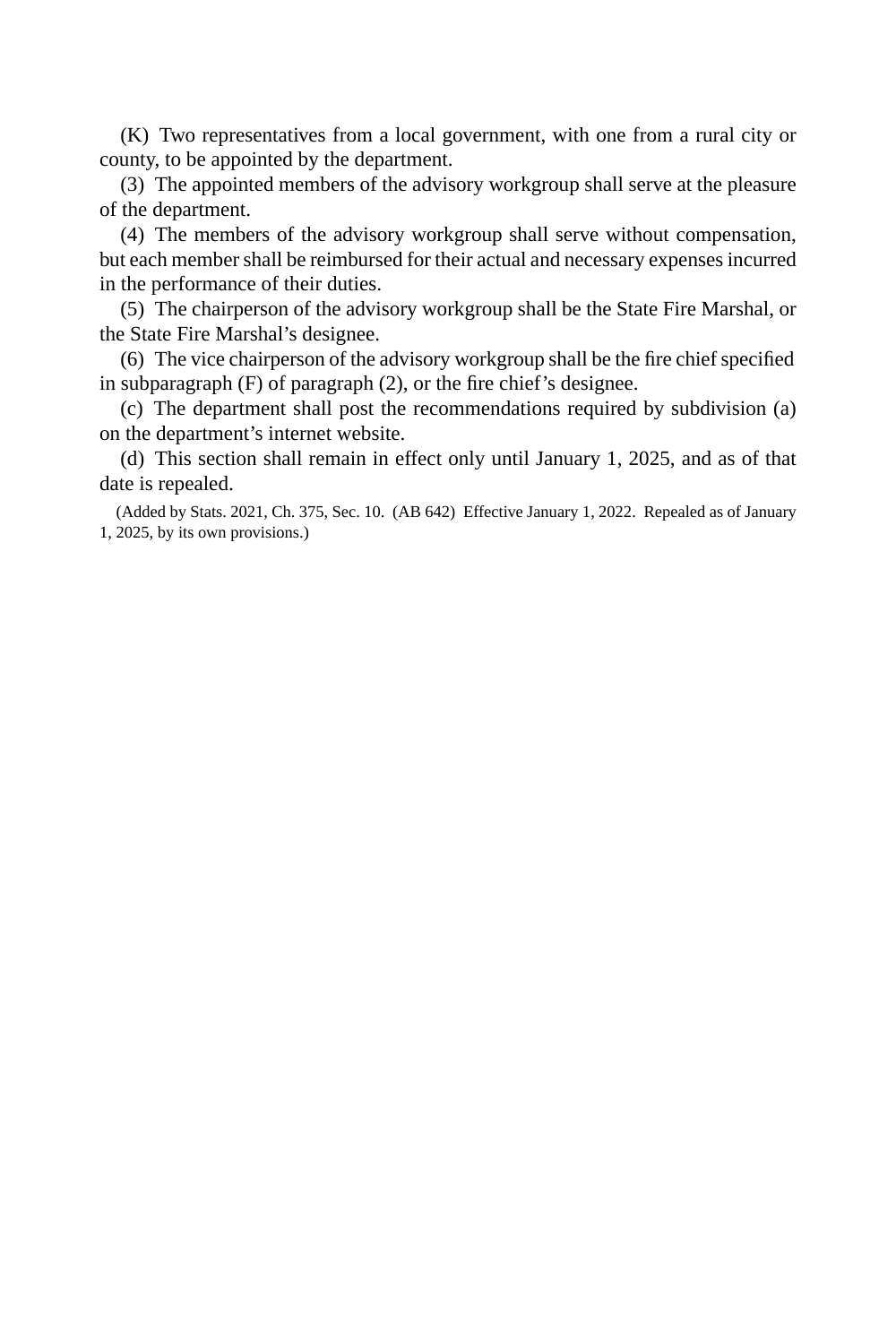(K) Two representatives from a local government, with one from a rural city or county, to be appointed by the department.

(3) The appointed members of the advisory workgroup shall serve at the pleasure of the department.

(4) The members of the advisory workgroup shall serve without compensation, but each member shall be reimbursed for their actual and necessary expenses incurred in the performance of their duties.

(5) The chairperson of the advisory workgroup shall be the State Fire Marshal, or the State Fire Marshal's designee.

(6) The vice chairperson of the advisory workgroup shall be the fire chief specified in subparagraph (F) of paragraph (2), or the fire chief's designee.

(c) The department shall post the recommendations required by subdivision (a) on the department's internet website.

(d) This section shall remain in effect only until January 1, 2025, and as of that date is repealed.

(Added by Stats. 2021, Ch. 375, Sec. 10. (AB 642) Effective January 1, 2022. Repealed as of January 1, 2025, by its own provisions.)